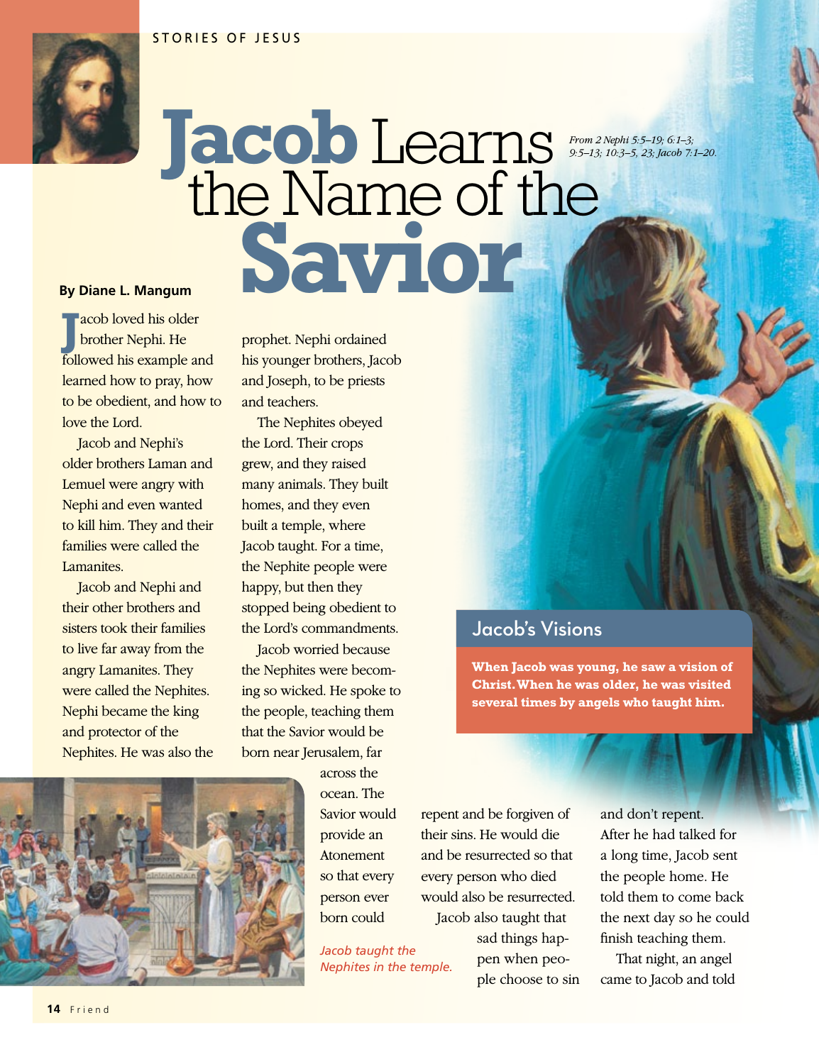STORIES OF JESUS

# Jacob Learns the Name of the Savior

*From 2 Nephi 5:5–19; 6:1–3; 9:5–13; 10:3–5, 23; Jacob 7:1–20.*

**By Diane L. Mangum**

Jacob loved his older brother Nephi. He followed his example and learned how to pray, how to be obedient, and how to love the Lord.

Jacob and Nephi's older brothers Laman and Lemuel were angry with Nephi and even wanted to kill him. They and their families were called the Lamanites.

Jacob and Nephi and their other brothers and sisters took their families to live far away from the angry Lamanites. They were called the Nephites. Nephi became the king and protector of the Nephites. He was also the prophet. Nephi ordained his younger brothers, Jacob and Joseph, to be priests and teachers.

The Nephites obeyed the Lord. Their crops grew, and they raised many animals. They built homes, and they even built a temple, where Jacob taught. For a time, the Nephite people were happy, but then they stopped being obedient to the Lord's commandments.

Jacob worried because the Nephites were becoming so wicked. He spoke to the people, teaching them that the Savior would be born near Jerusalem, far across the ocean. The Savior would provide an Atonement so that every person ever born could repent and be forgiven of their sins. He would die and be resurrected so that every person who died would also be resurrected.

Jacob also taught that sad things happen when people choose to sin and don't repent. After he had talked for a long time, Jacob sent the people home. He told them to come back the next day so he could finish teaching them.

That night, an angel came to Jacob and told

*Jacob taught the Nephites in the temple.*

## Jacob's Visions

**When Jacob was young, he saw a vision of Christ. When he was older, he was visited several times by angels who taught him.**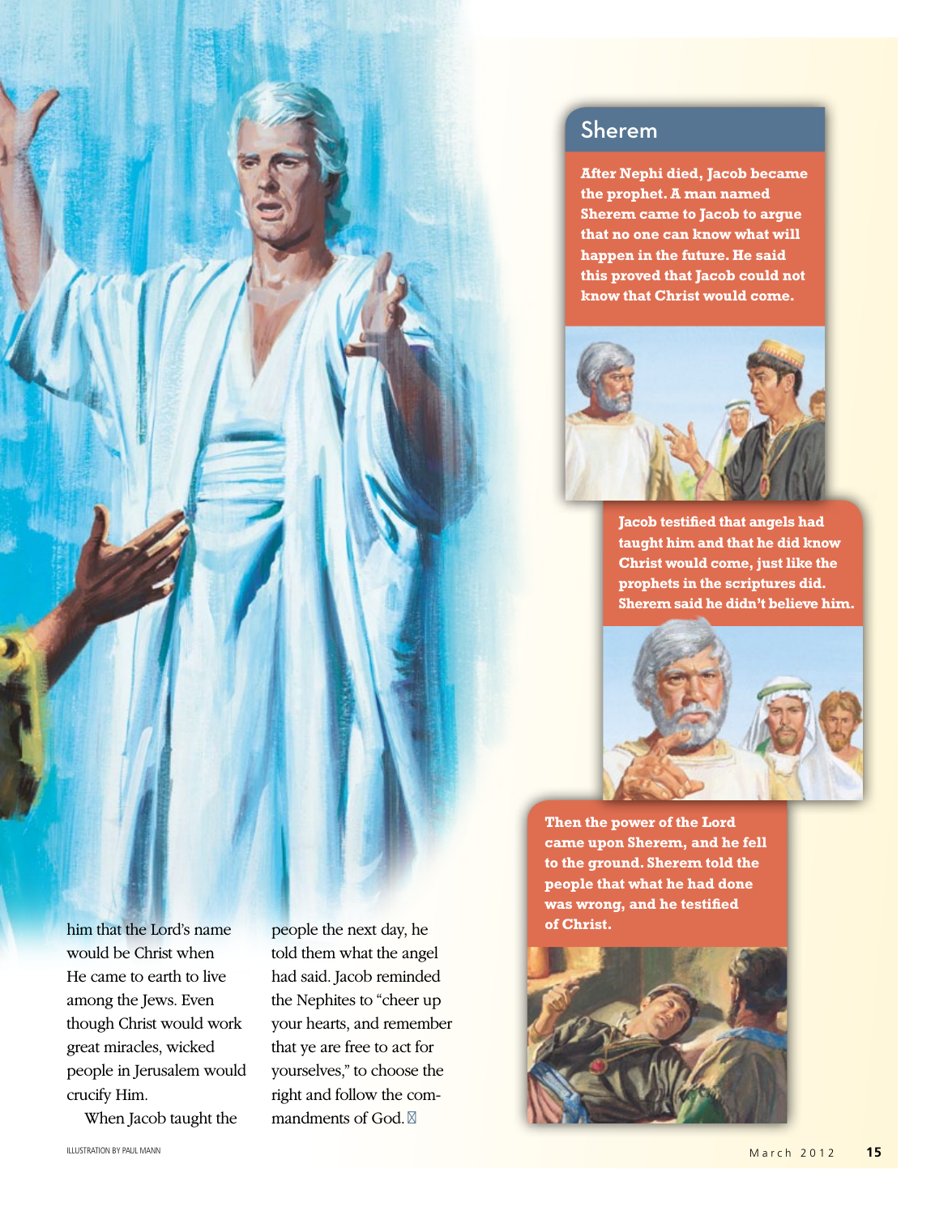him that the Lord's name would be Christ when He came to earth to live among the Jews. Even though Christ would work great miracles, wicked people in Jerusalem would crucify Him.

When Jacob taught the people the next day, he told them what the angel had said. Jacob reminded the Nephites to "cheer up your hearts, and remember that ye are free to act for yourselves," to choose the right and follow the commandments of God.

## Sherem

**After Nephi died, Jacob became the prophet. A man named Sherem came to Jacob to argue that no one can know what will happen in the future. He said this proved that Jacob could not know that Christ would come.**

**Jacob testified that angels had taught him and that he did know Christ would come, just like the prophets in the scriptures did. Sherem said he didn't believe him.**

**Then the power of the Lord came upon Sherem, and he fell to the ground. Sherem told the people that what he had done was wrong, and he testified of Christ.**

ILLUSTRATION BY PAUL MANN